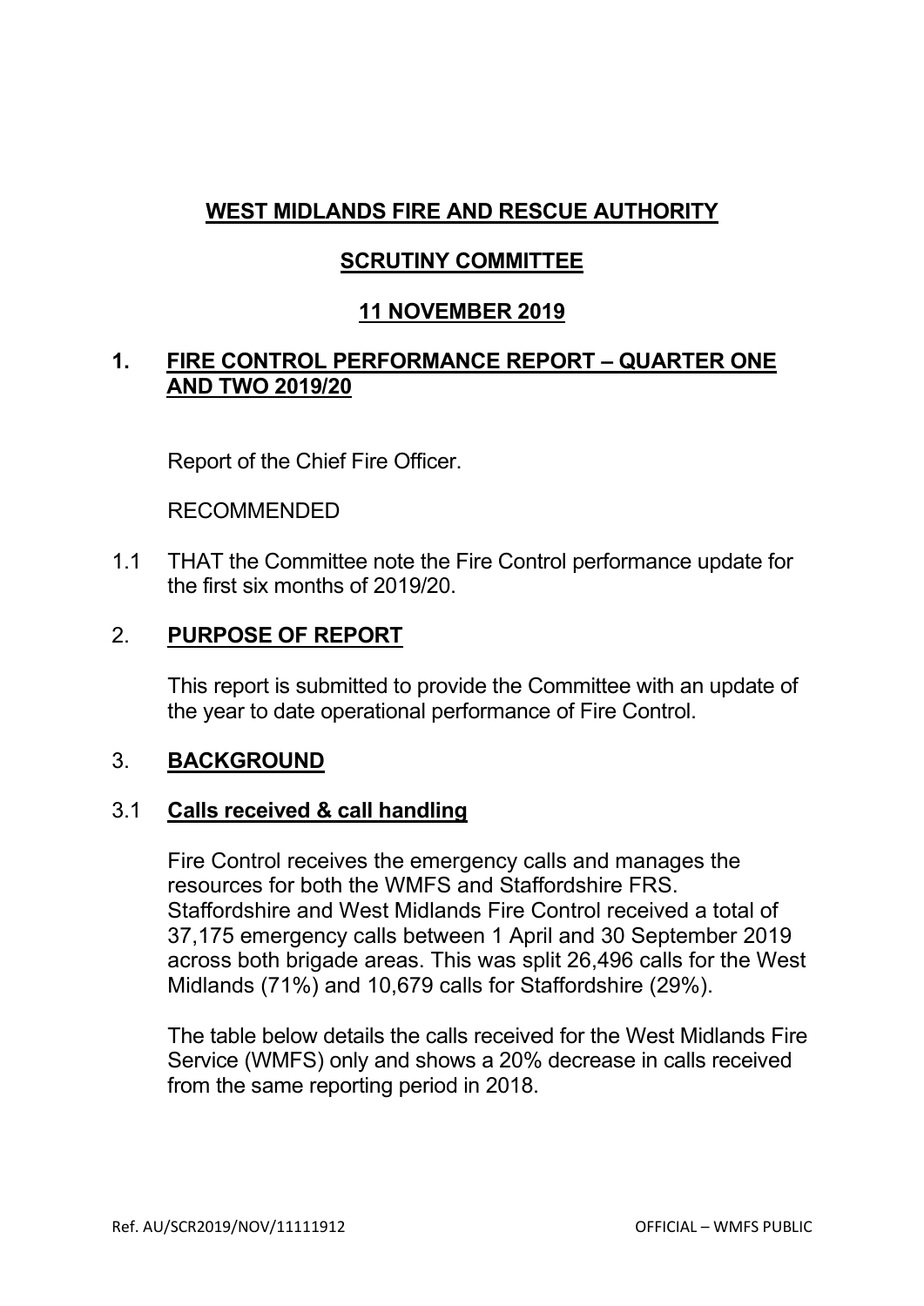# WEST MIDLANDS FIRE AND RESCUE AUTHORITY

## SCRUTINY COMMITTEE

## 11 NOVEMBER 2019

## 1. FIRE CONTROL PERFORMANCE REPORT – QUARTER ONE AND TWO 2019/20

Report of the Chief Fire Officer.

RECOMMENDED

1.1 THAT the Committee note the Fire Control performance update for the first six months of 2019/20.

## 2. PURPOSE OF REPORT

This report is submitted to provide the Committee with an update of the year to date operational performance of Fire Control.

## 3. BACKGROUND

### 3.1 Calls received & call handling

Fire Control receives the emergency calls and manages the resources for both the WMFS and Staffordshire FRS. Staffordshire and West Midlands Fire Control received a total of 37,175 emergency calls between 1 April and 30 September 2019 across both brigade areas. This was split 26,496 calls for the West Midlands (71%) and 10,679 calls for Staffordshire (29%).

The table below details the calls received for the West Midlands Fire Service (WMFS) only and shows a 20% decrease in calls received from the same reporting period in 2018.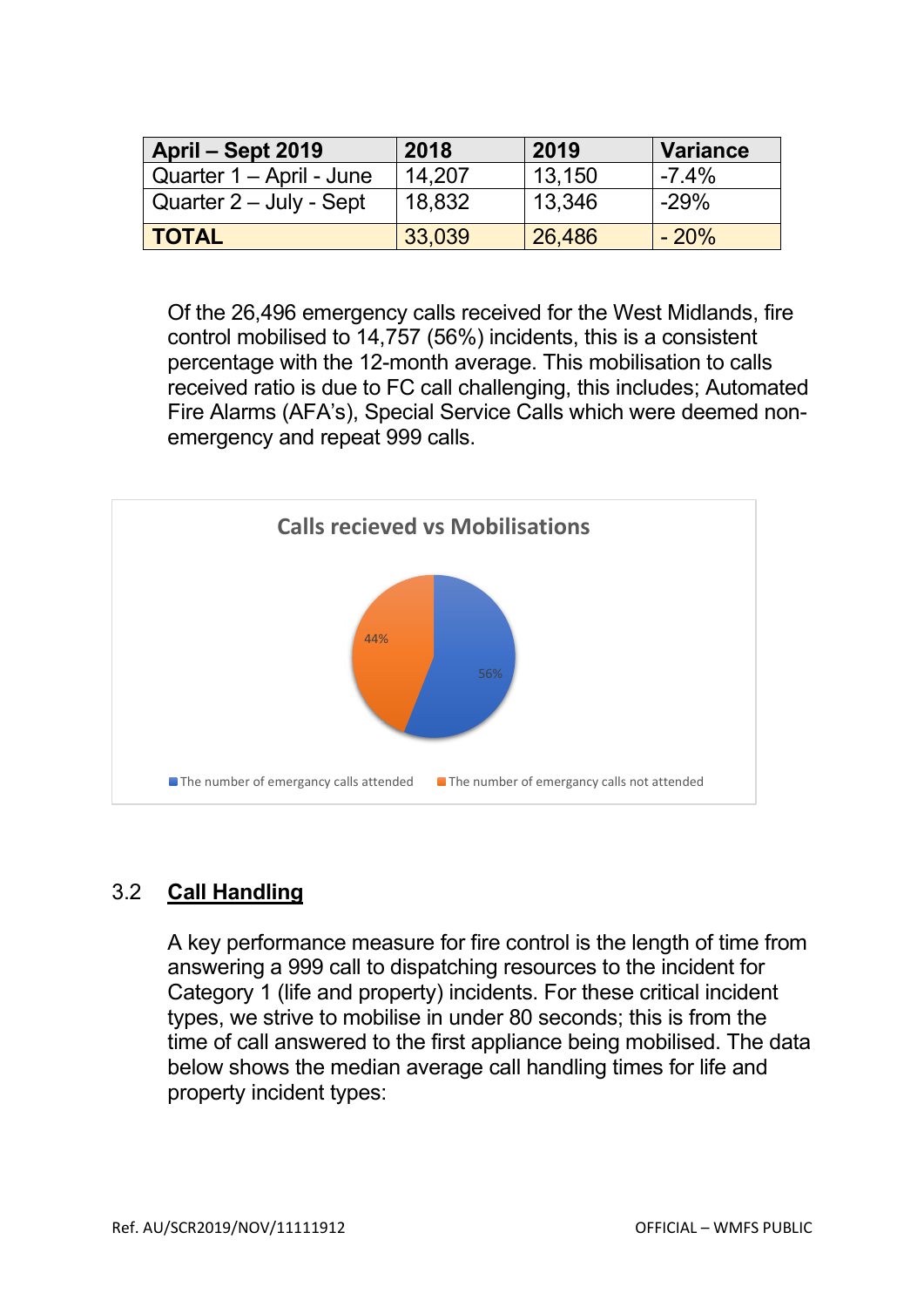| April – Sept 2019 | 2018 | 2019 | Variance |
|---|---|---|---|
| Quarter 1 – April - June | 14,207 | 13,150 | -7.4% |
| Quarter 2 – July - Sept | 18,832 | 13,346 | -29% |
| **TOTAL** | 33,039 | 26,486 | - 20% |

Of the 26,496 emergency calls received for the West Midlands, fire control mobilised to 14,757 (56%) incidents, this is a consistent percentage with the 12-month average. This mobilisation to calls received ratio is due to FC call challenging, this includes; Automated Fire Alarms (AFA's), Special Service Calls which were deemed non-emergency and repeat 999 calls.

Calls recieved vs Mobilisations

44%

56%

The number of emergancy calls attended

The number of emergancy calls not attended

## 3.2 Call Handling

A key performance measure for fire control is the length of time from answering a 999 call to dispatching resources to the incident for Category 1 (life and property) incidents. For these critical incident types, we strive to mobilise in under 80 seconds; this is from the time of call answered to the first appliance being mobilised. The data below shows the median average call handling times for life and property incident types: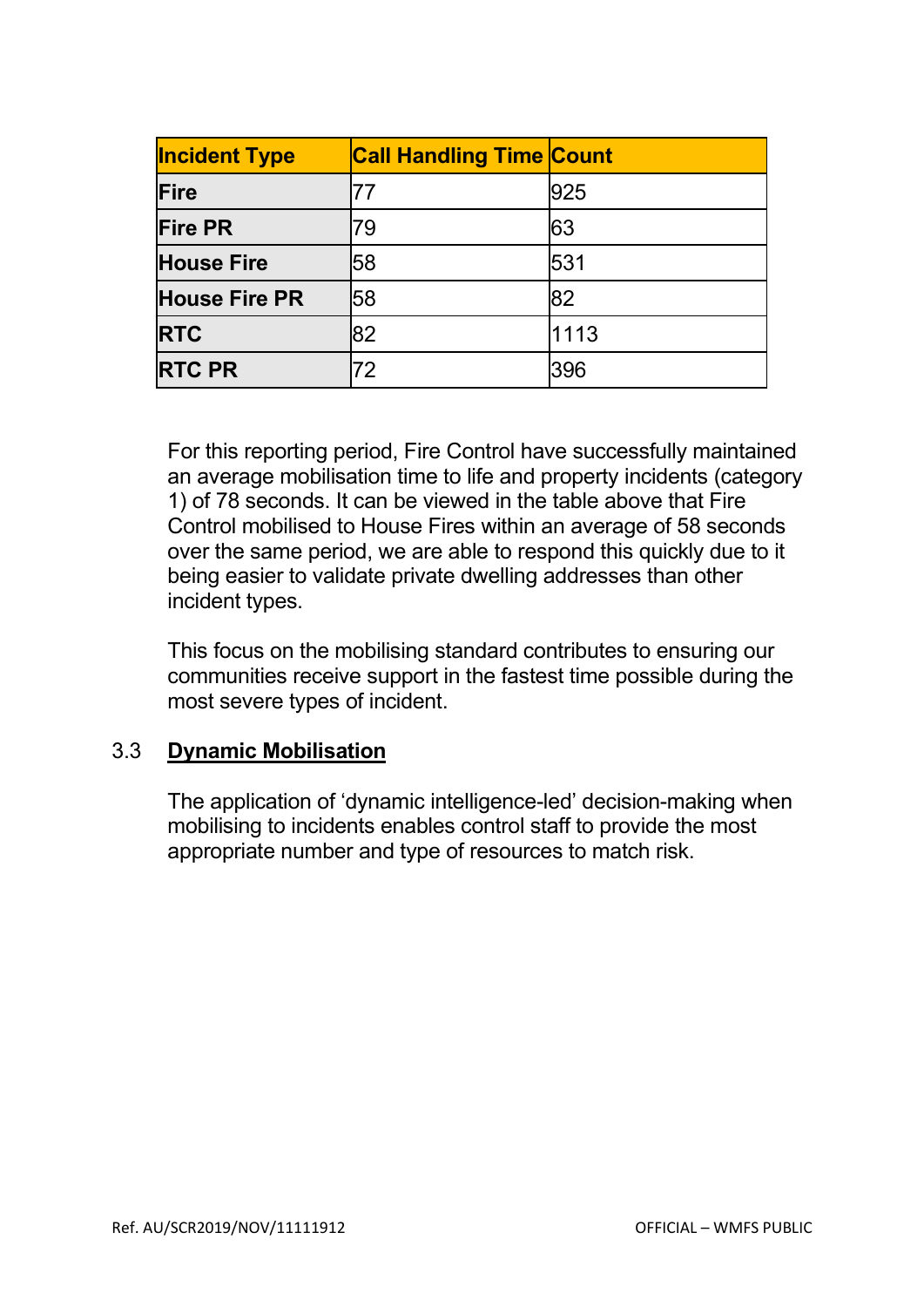| Incident Type | Call Handling Time | Count |
|---|---|---|
| Fire | 77 | 925 |
| Fire PR | 79 | 63 |
| House Fire | 58 | 531 |
| House Fire PR | 58 | 82 |
| RTC | 82 | 1113 |
| RTC PR | 72 | 396 |

For this reporting period, Fire Control have successfully maintained an average mobilisation time to life and property incidents (category 1) of 78 seconds. It can be viewed in the table above that Fire Control mobilised to House Fires within an average of 58 seconds over the same period, we are able to respond this quickly due to it being easier to validate private dwelling addresses than other incident types.

This focus on the mobilising standard contributes to ensuring our communities receive support in the fastest time possible during the most severe types of incident.

## 3.3 Dynamic Mobilisation

The application of 'dynamic intelligence-led' decision-making when mobilising to incidents enables control staff to provide the most appropriate number and type of resources to match risk.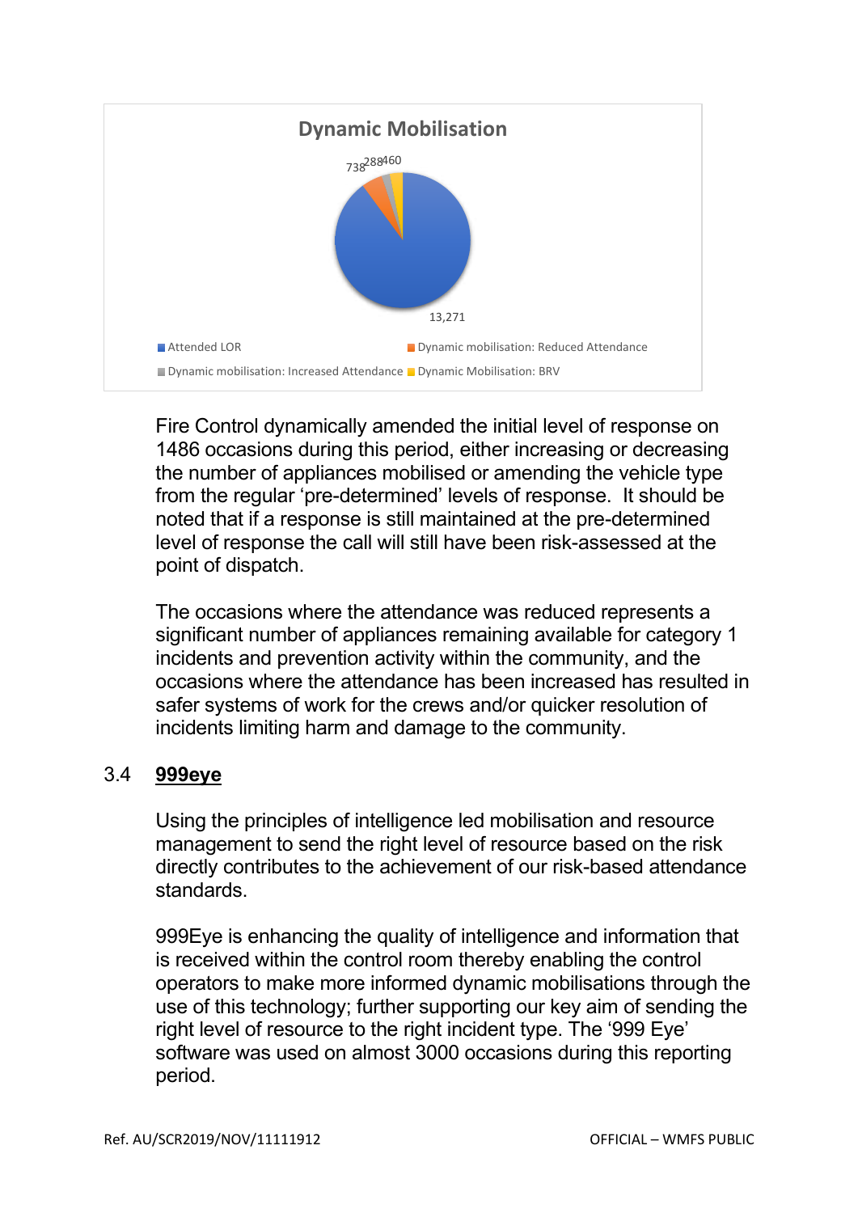Dynamic Mobilisation

738

288

460

13,271

Attended LOR

Dynamic mobilisation: Reduced Attendance

Dynamic mobilisation: Increased Attendance

Dynamic Mobilisation: BRV

Fire Control dynamically amended the initial level of response on 1486 occasions during this period, either increasing or decreasing the number of appliances mobilised or amending the vehicle type from the regular 'pre-determined' levels of response. It should be noted that if a response is still maintained at the pre-determined level of response the call will still have been risk-assessed at the point of dispatch.

The occasions where the attendance was reduced represents a significant number of appliances remaining available for category 1 incidents and prevention activity within the community, and the occasions where the attendance has been increased has resulted in safer systems of work for the crews and/or quicker resolution of incidents limiting harm and damage to the community.

## 3.4 999eye

Using the principles of intelligence led mobilisation and resource management to send the right level of resource based on the risk directly contributes to the achievement of our risk-based attendance standards.

999Eye is enhancing the quality of intelligence and information that is received within the control room thereby enabling the control operators to make more informed dynamic mobilisations through the use of this technology; further supporting our key aim of sending the right level of resource to the right incident type. The '999 Eye' software was used on almost 3000 occasions during this reporting period.

Ref. AU/SCR2019/NOV/11111912

OFFICIAL – WMFS PUBLIC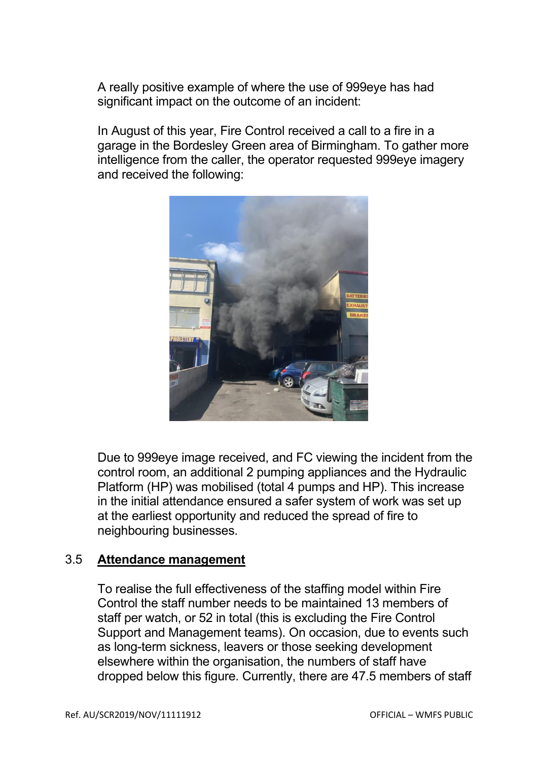A really positive example of where the use of 999eye has had significant impact on the outcome of an incident:

In August of this year, Fire Control received a call to a fire in a garage in the Bordesley Green area of Birmingham. To gather more intelligence from the caller, the operator requested 999eye imagery and received the following:

Due to 999eye image received, and FC viewing the incident from the control room, an additional 2 pumping appliances and the Hydraulic Platform (HP) was mobilised (total 4 pumps and HP). This increase in the initial attendance ensured a safer system of work was set up at the earliest opportunity and reduced the spread of fire to neighbouring businesses.

## 3.5 **Attendance management**

To realise the full effectiveness of the staffing model within Fire Control the staff number needs to be maintained 13 members of staff per watch, or 52 in total (this is excluding the Fire Control Support and Management teams). On occasion, due to events such as long-term sickness, leavers or those seeking development elsewhere within the organisation, the numbers of staff have dropped below this figure. Currently, there are 47.5 members of staff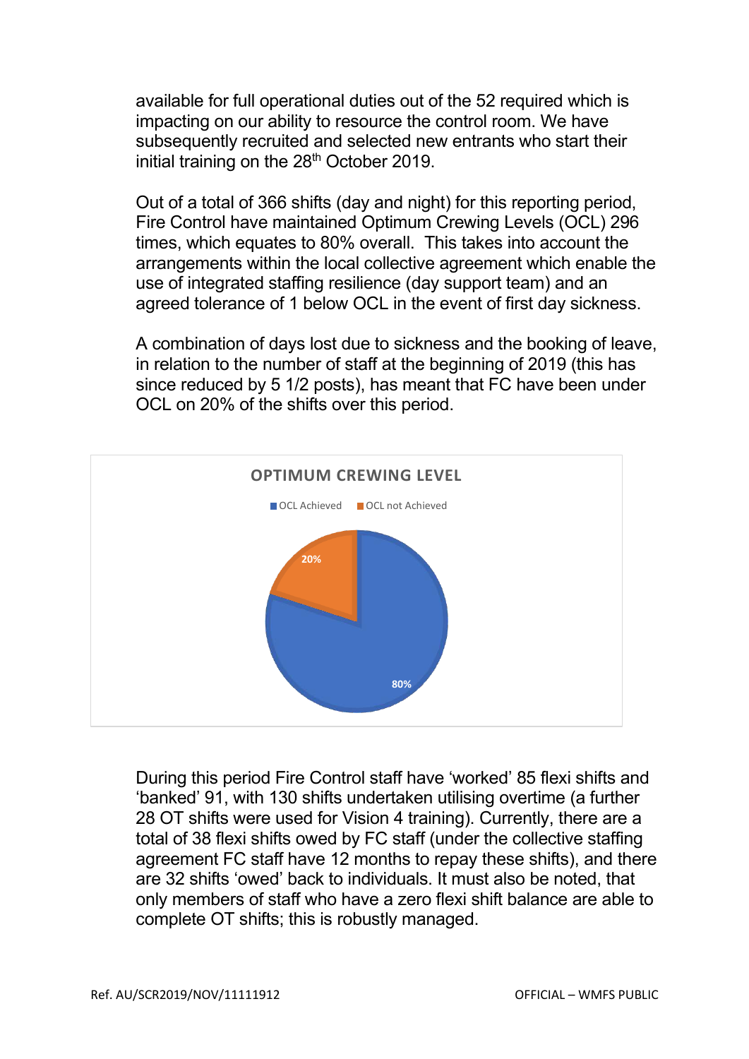available for full operational duties out of the 52 required which is impacting on our ability to resource the control room. We have subsequently recruited and selected new entrants who start their initial training on the 28th October 2019.

Out of a total of 366 shifts (day and night) for this reporting period, Fire Control have maintained Optimum Crewing Levels (OCL) 296 times, which equates to 80% overall. This takes into account the arrangements within the local collective agreement which enable the use of integrated staffing resilience (day support team) and an agreed tolerance of 1 below OCL in the event of first day sickness.

A combination of days lost due to sickness and the booking of leave, in relation to the number of staff at the beginning of 2019 (this has since reduced by 5 1/2 posts), has meant that FC have been under OCL on 20% of the shifts over this period.

OPTIMUM CREWING LEVEL

OCL Achieved
OCL not Achieved

20%

80%

During this period Fire Control staff have 'worked' 85 flexi shifts and 'banked' 91, with 130 shifts undertaken utilising overtime (a further 28 OT shifts were used for Vision 4 training). Currently, there are a total of 38 flexi shifts owed by FC staff (under the collective staffing agreement FC staff have 12 months to repay these shifts), and there are 32 shifts 'owed' back to individuals. It must also be noted, that only members of staff who have a zero flexi shift balance are able to complete OT shifts; this is robustly managed.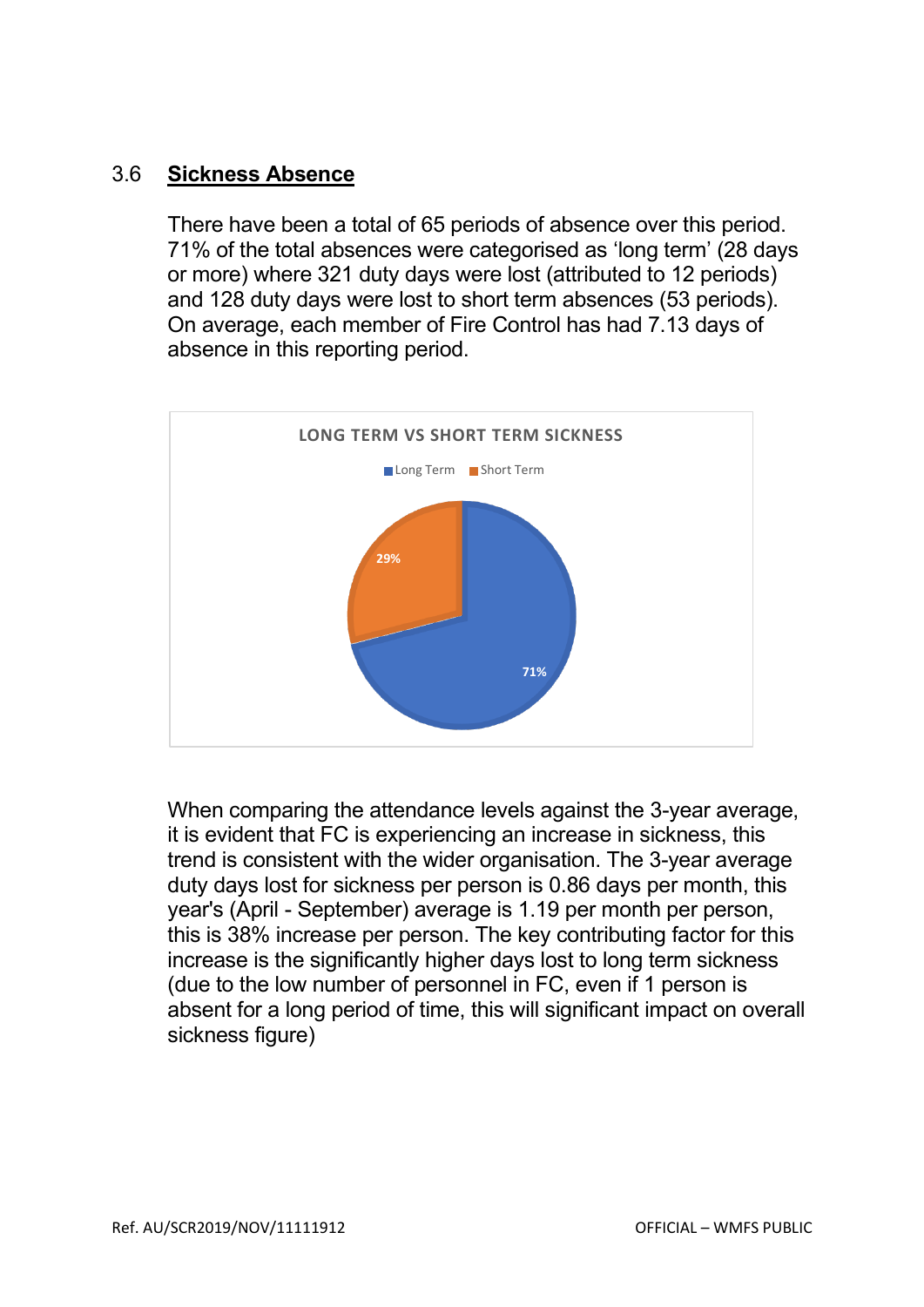### 3.6 **Sickness Absence**

There have been a total of 65 periods of absence over this period. 71% of the total absences were categorised as 'long term' (28 days or more) where 321 duty days were lost (attributed to 12 periods) and 128 duty days were lost to short term absences (53 periods). On average, each member of Fire Control has had 7.13 days of absence in this reporting period.

LONG TERM VS SHORT TERM SICKNESS

Long Term  Short Term

29%

71%

When comparing the attendance levels against the 3-year average, it is evident that FC is experiencing an increase in sickness, this trend is consistent with the wider organisation. The 3-year average duty days lost for sickness per person is 0.86 days per month, this year's (April - September) average is 1.19 per month per person, this is 38% increase per person. The key contributing factor for this increase is the significantly higher days lost to long term sickness (due to the low number of personnel in FC, even if 1 person is absent for a long period of time, this will significant impact on overall sickness figure)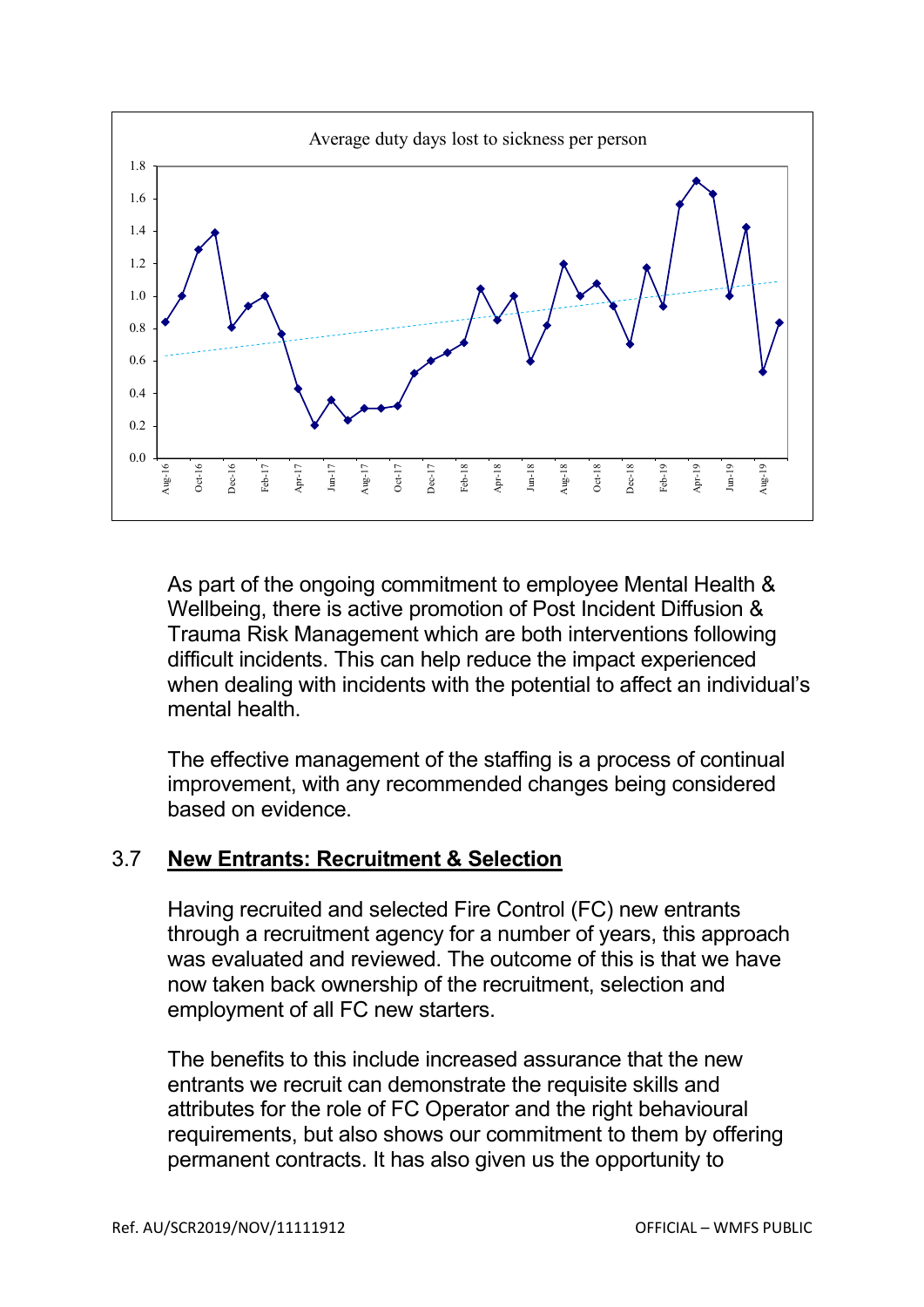Average duty days lost to sickness per person

1.8
1.6
1.4
1.2
1.0
0.8
0.6
0.4
0.2
0.0

Aug-16 Oct-16 Dec-16 Feb-17 Apr-17 Jun-17 Aug-17 Oct-17 Dec-17 Feb-18 Apr-18 Jun-18 Aug-18 Oct-18 Dec-18 Feb-19 Apr-19 Jun-19 Aug-19

As part of the ongoing commitment to employee Mental Health & Wellbeing, there is active promotion of Post Incident Diffusion & Trauma Risk Management which are both interventions following difficult incidents. This can help reduce the impact experienced when dealing with incidents with the potential to affect an individual's mental health.

The effective management of the staffing is a process of continual improvement, with any recommended changes being considered based on evidence.

## 3.7 New Entrants: Recruitment & Selection

Having recruited and selected Fire Control (FC) new entrants through a recruitment agency for a number of years, this approach was evaluated and reviewed. The outcome of this is that we have now taken back ownership of the recruitment, selection and employment of all FC new starters.

The benefits to this include increased assurance that the new entrants we recruit can demonstrate the requisite skills and attributes for the role of FC Operator and the right behavioural requirements, but also shows our commitment to them by offering permanent contracts. It has also given us the opportunity to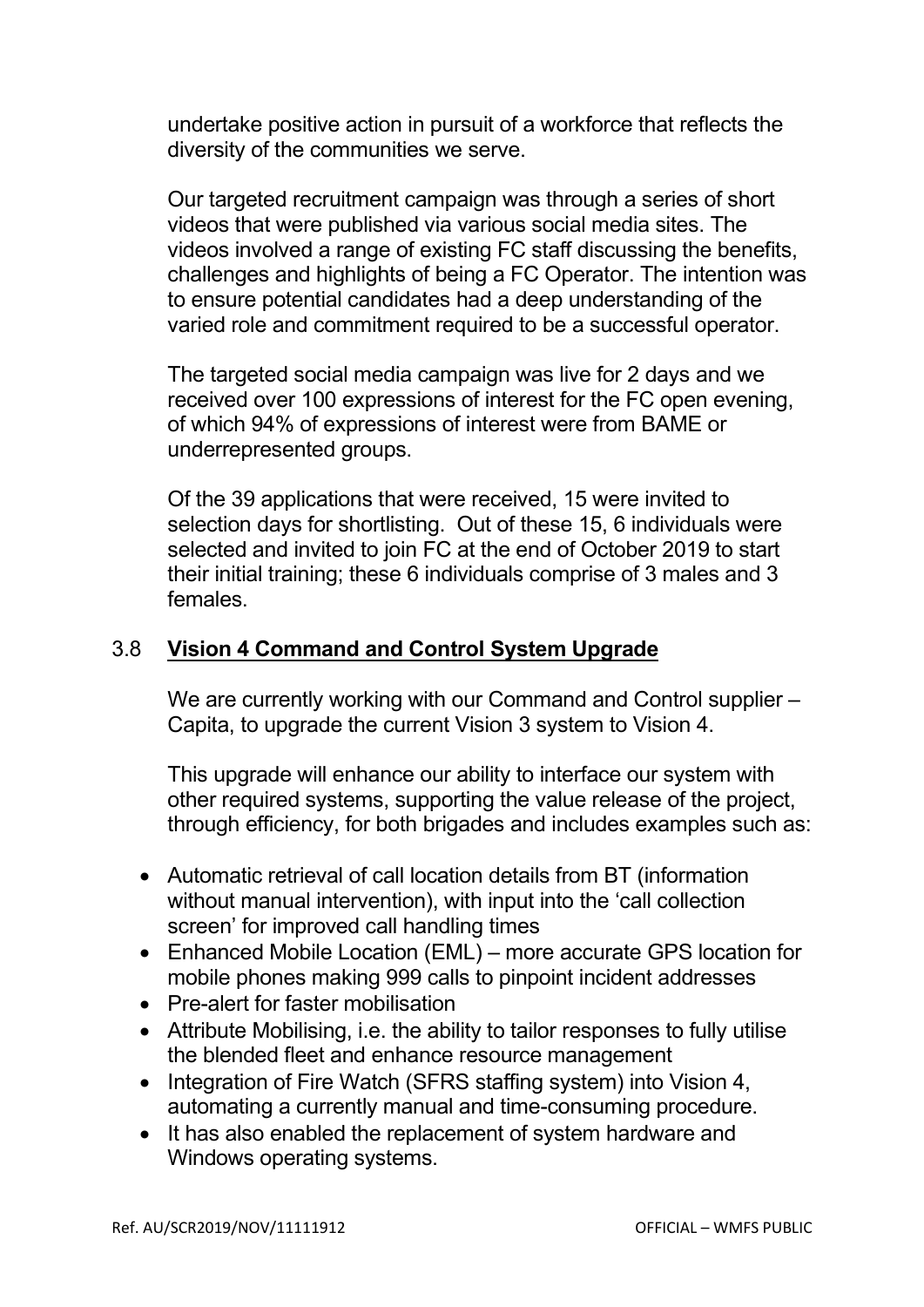undertake positive action in pursuit of a workforce that reflects the diversity of the communities we serve.

Our targeted recruitment campaign was through a series of short videos that were published via various social media sites. The videos involved a range of existing FC staff discussing the benefits, challenges and highlights of being a FC Operator. The intention was to ensure potential candidates had a deep understanding of the varied role and commitment required to be a successful operator.

The targeted social media campaign was live for 2 days and we received over 100 expressions of interest for the FC open evening, of which 94% of expressions of interest were from BAME or underrepresented groups.

Of the 39 applications that were received, 15 were invited to selection days for shortlisting. Out of these 15, 6 individuals were selected and invited to join FC at the end of October 2019 to start their initial training; these 6 individuals comprise of 3 males and 3 females.

## 3.8 **Vision 4 Command and Control System Upgrade**

We are currently working with our Command and Control supplier – Capita, to upgrade the current Vision 3 system to Vision 4.

This upgrade will enhance our ability to interface our system with other required systems, supporting the value release of the project, through efficiency, for both brigades and includes examples such as:

- Automatic retrieval of call location details from BT (information without manual intervention), with input into the 'call collection screen' for improved call handling times
- Enhanced Mobile Location (EML) – more accurate GPS location for mobile phones making 999 calls to pinpoint incident addresses
- Pre-alert for faster mobilisation
- Attribute Mobilising, i.e. the ability to tailor responses to fully utilise the blended fleet and enhance resource management
- Integration of Fire Watch (SFRS staffing system) into Vision 4, automating a currently manual and time-consuming procedure.
- It has also enabled the replacement of system hardware and Windows operating systems.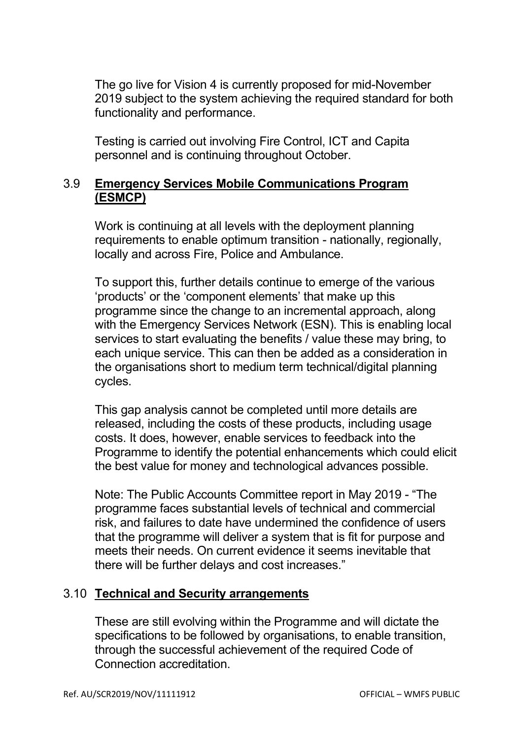The go live for Vision 4 is currently proposed for mid-November 2019 subject to the system achieving the required standard for both functionality and performance.

Testing is carried out involving Fire Control, ICT and Capita personnel and is continuing throughout October.

### 3.9 **Emergency Services Mobile Communications Program (ESMCP)**

Work is continuing at all levels with the deployment planning requirements to enable optimum transition - nationally, regionally, locally and across Fire, Police and Ambulance.

To support this, further details continue to emerge of the various 'products' or the 'component elements' that make up this programme since the change to an incremental approach, along with the Emergency Services Network (ESN). This is enabling local services to start evaluating the benefits / value these may bring, to each unique service. This can then be added as a consideration in the organisations short to medium term technical/digital planning cycles.

This gap analysis cannot be completed until more details are released, including the costs of these products, including usage costs. It does, however, enable services to feedback into the Programme to identify the potential enhancements which could elicit the best value for money and technological advances possible.

Note: The Public Accounts Committee report in May 2019 - "The programme faces substantial levels of technical and commercial risk, and failures to date have undermined the confidence of users that the programme will deliver a system that is fit for purpose and meets their needs. On current evidence it seems inevitable that there will be further delays and cost increases."

### 3.10 **Technical and Security arrangements**

These are still evolving within the Programme and will dictate the specifications to be followed by organisations, to enable transition, through the successful achievement of the required Code of Connection accreditation.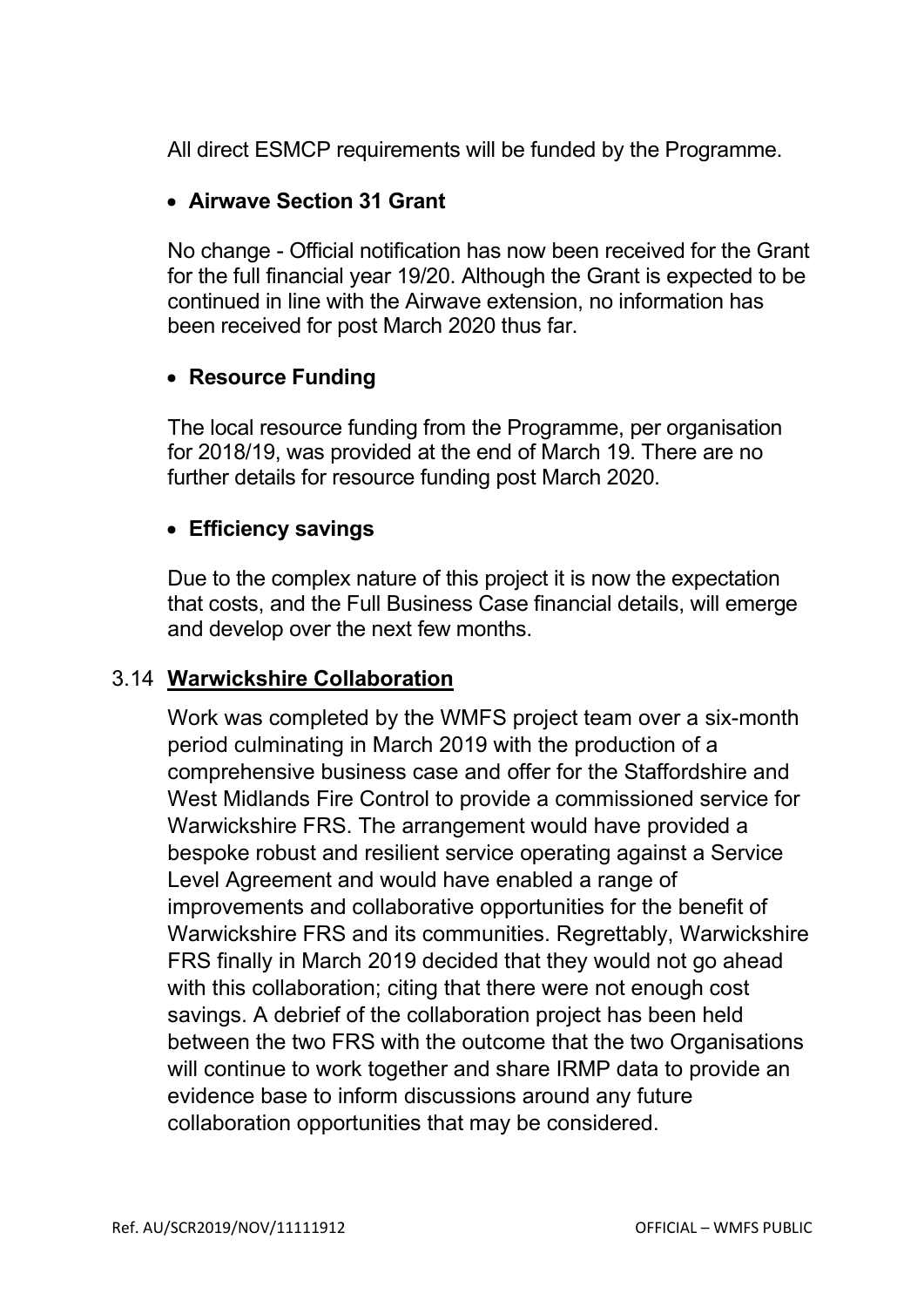All direct ESMCP requirements will be funded by the Programme.

- **Airwave Section 31 Grant**

  No change - Official notification has now been received for the Grant for the full financial year 19/20. Although the Grant is expected to be continued in line with the Airwave extension, no information has been received for post March 2020 thus far.

- **Resource Funding**

  The local resource funding from the Programme, per organisation for 2018/19, was provided at the end of March 19. There are no further details for resource funding post March 2020.

- **Efficiency savings**

  Due to the complex nature of this project it is now the expectation that costs, and the Full Business Case financial details, will emerge and develop over the next few months.

3.14 **Warwickshire Collaboration**

Work was completed by the WMFS project team over a six-month period culminating in March 2019 with the production of a comprehensive business case and offer for the Staffordshire and West Midlands Fire Control to provide a commissioned service for Warwickshire FRS. The arrangement would have provided a bespoke robust and resilient service operating against a Service Level Agreement and would have enabled a range of improvements and collaborative opportunities for the benefit of Warwickshire FRS and its communities. Regrettably, Warwickshire FRS finally in March 2019 decided that they would not go ahead with this collaboration; citing that there were not enough cost savings. A debrief of the collaboration project has been held between the two FRS with the outcome that the two Organisations will continue to work together and share IRMP data to provide an evidence base to inform discussions around any future collaboration opportunities that may be considered.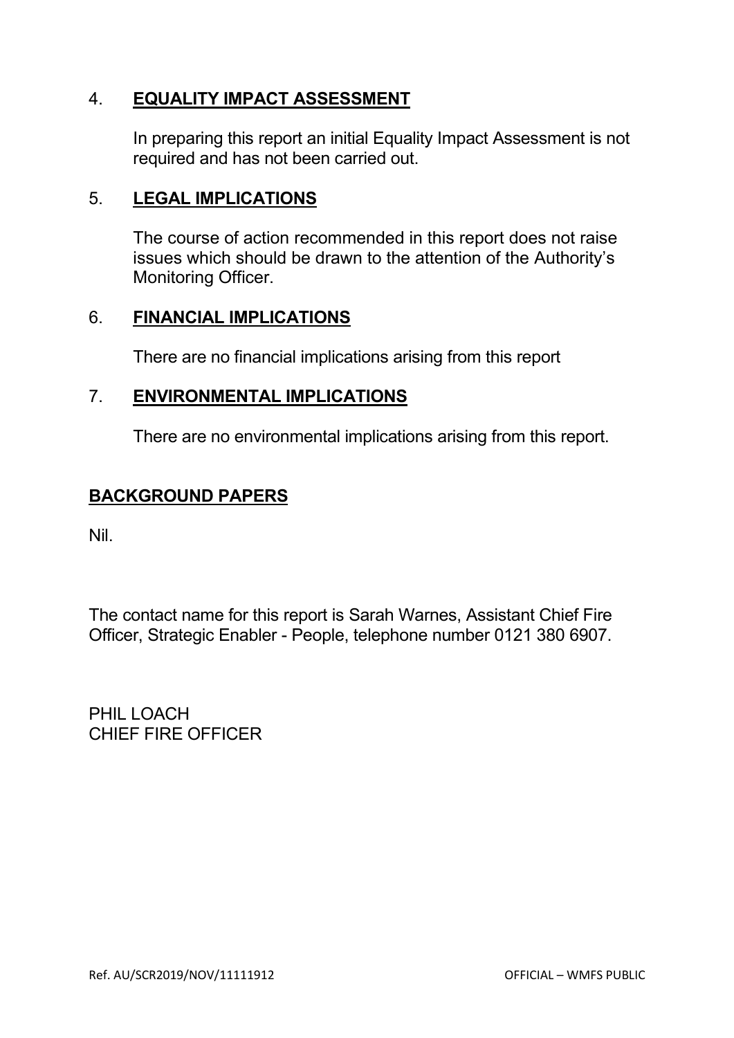## 4. **EQUALITY IMPACT ASSESSMENT**

In preparing this report an initial Equality Impact Assessment is not required and has not been carried out.

## 5. **LEGAL IMPLICATIONS**

The course of action recommended in this report does not raise issues which should be drawn to the attention of the Authority's Monitoring Officer.

## 6. **FINANCIAL IMPLICATIONS**

There are no financial implications arising from this report

## 7. **ENVIRONMENTAL IMPLICATIONS**

There are no environmental implications arising from this report.

## **BACKGROUND PAPERS**

Nil.

The contact name for this report is Sarah Warnes, Assistant Chief Fire Officer, Strategic Enabler - People, telephone number 0121 380 6907.

PHIL LOACH
CHIEF FIRE OFFICER